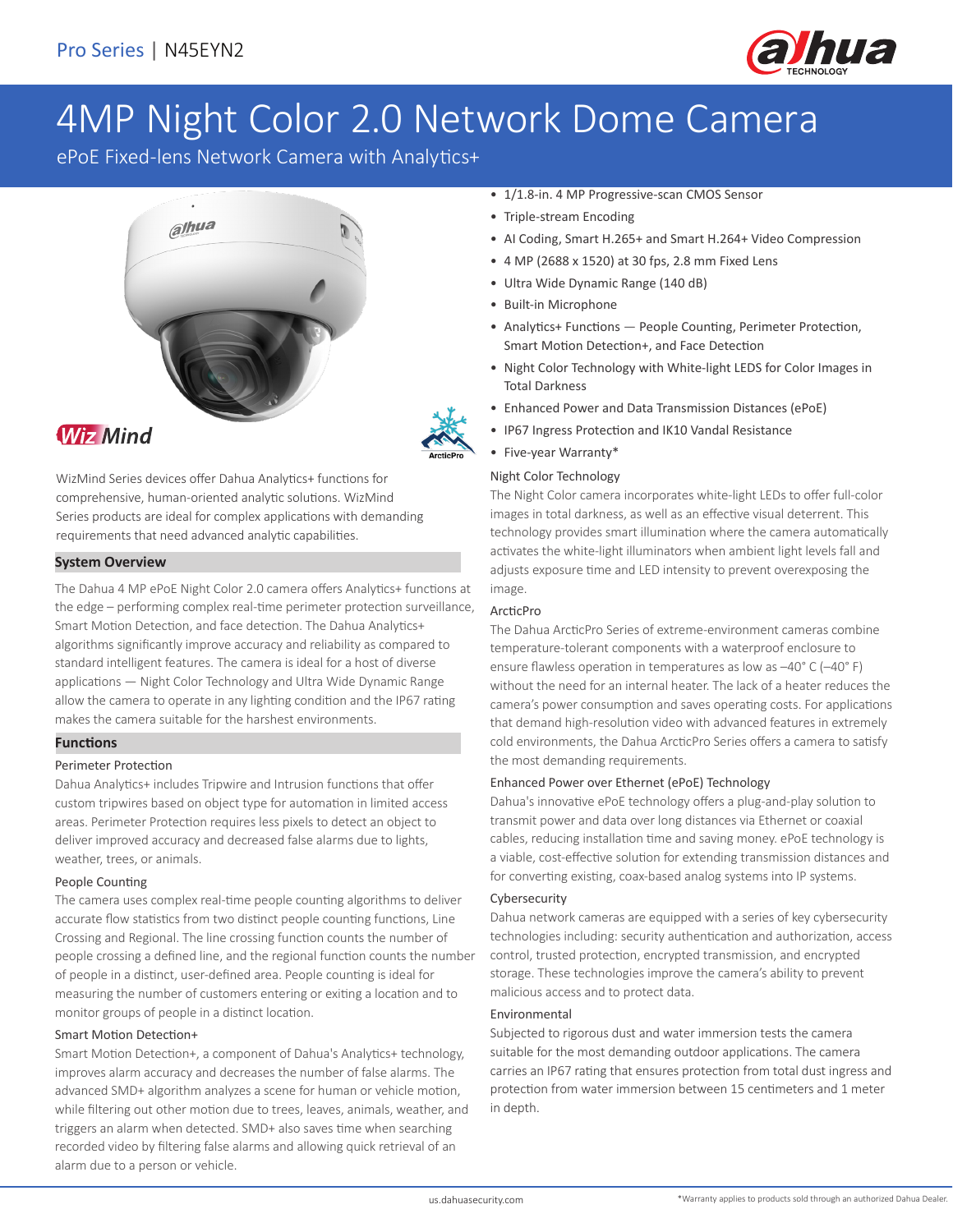Pro Series | N45EYN2

# 4MP Night Color 2.0 Network Dome Camera

ePoE Fixed-lens Network Camera with Analytics+

- 1/1.8-in. 4 MP Progressive-scan CMOS Sensor
- Triple-stream Encoding
- AI Coding, Smart H.265+ and Smart H.264+ Video Compression
- 4 MP (2688 x 1520) at 30 fps, 2.8 mm Fixed Lens
- Ultra Wide Dynamic Range (140 dB)
- Built-in Microphone
- Analytics+ Functions — People Counting, Perimeter Protection, Smart Motion Detection+, and Face Detection
- Night Color Technology with White-light LEDS for Color Images in Total Darkness
- Enhanced Power and Data Transmission Distances (ePoE)
- IP67 Ingress Protection and IK10 Vandal Resistance
- Five-year Warranty*

WizMind Series devices offer Dahua Analytics+ functions for comprehensive, human-oriented analytic solutions. WizMind Series products are ideal for complex applications with demanding requirements that need advanced analytic capabilities.

## System Overview

The Dahua 4 MP ePoE Night Color 2.0 camera offers Analytics+ functions at the edge – performing complex real-time perimeter protection surveillance, Smart Motion Detection, and face detection. The Dahua Analytics+ algorithms significantly improve accuracy and reliability as compared to standard intelligent features. The camera is ideal for a host of diverse applications — Night Color Technology and Ultra Wide Dynamic Range allow the camera to operate in any lighting condition and the IP67 rating makes the camera suitable for the harshest environments.

## Functions

### Perimeter Protection

Dahua Analytics+ includes Tripwire and Intrusion functions that offer custom tripwires based on object type for automation in limited access areas. Perimeter Protection requires less pixels to detect an object to deliver improved accuracy and decreased false alarms due to lights, weather, trees, or animals.

### People Counting

The camera uses complex real-time people counting algorithms to deliver accurate flow statistics from two distinct people counting functions, Line Crossing and Regional. The line crossing function counts the number of people crossing a defined line, and the regional function counts the number of people in a distinct, user-defined area. People counting is ideal for measuring the number of customers entering or exiting a location and to monitor groups of people in a distinct location.

### Smart Motion Detection+

Smart Motion Detection+, a component of Dahua's Analytics+ technology, improves alarm accuracy and decreases the number of false alarms. The advanced SMD+ algorithm analyzes a scene for human or vehicle motion, while filtering out other motion due to trees, leaves, animals, weather, and triggers an alarm when detected. SMD+ also saves time when searching recorded video by filtering false alarms and allowing quick retrieval of an alarm due to a person or vehicle.

### Night Color Technology

The Night Color camera incorporates white-light LEDs to offer full-color images in total darkness, as well as an effective visual deterrent. This technology provides smart illumination where the camera automatically activates the white-light illuminators when ambient light levels fall and adjusts exposure time and LED intensity to prevent overexposing the image.

### ArcticPro

The Dahua ArcticPro Series of extreme-environment cameras combine temperature-tolerant components with a waterproof enclosure to ensure flawless operation in temperatures as low as –40° C (–40° F) without the need for an internal heater. The lack of a heater reduces the camera's power consumption and saves operating costs. For applications that demand high-resolution video with advanced features in extremely cold environments, the Dahua ArcticPro Series offers a camera to satisfy the most demanding requirements.

### Enhanced Power over Ethernet (ePoE) Technology

Dahua's innovative ePoE technology offers a plug-and-play solution to transmit power and data over long distances via Ethernet or coaxial cables, reducing installation time and saving money. ePoE technology is a viable, cost-effective solution for extending transmission distances and for converting existing, coax-based analog systems into IP systems.

### Cybersecurity

Dahua network cameras are equipped with a series of key cybersecurity technologies including: security authentication and authorization, access control, trusted protection, encrypted transmission, and encrypted storage. These technologies improve the camera's ability to prevent malicious access and to protect data.

### Environmental

Subjected to rigorous dust and water immersion tests the camera suitable for the most demanding outdoor applications. The camera carries an IP67 rating that ensures protection from total dust ingress and protection from water immersion between 15 centimeters and 1 meter in depth.

*Warranty applies to products sold through an authorized Dahua Dealer.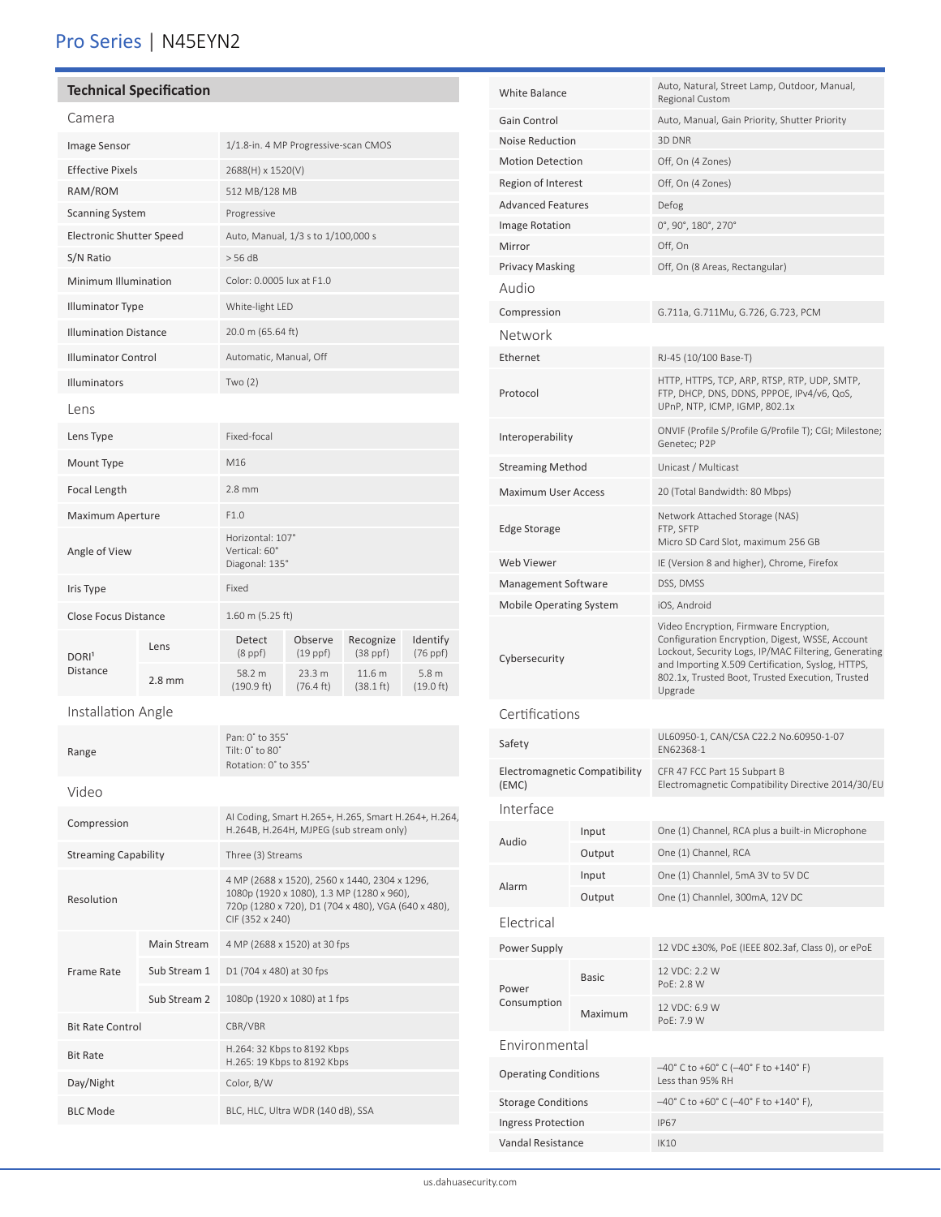## Technical Specification

### Camera

| | |
|---|---|
| Image Sensor | 1/1.8-in. 4 MP Progressive-scan CMOS |
| Effective Pixels | 2688(H) x 1520(V) |
| RAM/ROM | 512 MB/128 MB |
| Scanning System | Progressive |
| Electronic Shutter Speed | Auto, Manual, 1/3 s to 1/100,000 s |
| S/N Ratio | > 56 dB |
| Minimum Illumination | Color: 0.0005 lux at F1.0 |
| Illuminator Type | White-light LED |
| Illumination Distance | 20.0 m (65.64 ft) |
| Illuminator Control | Automatic, Manual, Off |
| Illuminators | Two (2) |

### Lens

| | |
|---|---|
| Lens Type | Fixed-focal |
| Mount Type | M16 |
| Focal Length | 2.8 mm |
| Maximum Aperture | F1.0 |
| Angle of View | Horizontal: 107°<br>Vertical: 60°<br>Diagonal: 135° |
| Iris Type | Fixed |
| Close Focus Distance | 1.60 m (5.25 ft) |

| DORI[1] Distance | Lens | Detect (8 ppf) | Observe (19 ppf) | Recognize (38 ppf) | Identify (76 ppf) |
|---|---|---|---|---|---|
| | 2.8 mm | 58.2 m (190.9 ft) | 23.3 m (76.4 ft) | 11.6 m (38.1 ft) | 5.8 m (19.0 ft) |

### Installation Angle

| | |
|---|---|
| Range | Pan: 0° to 355°<br>Tilt: 0° to 80°<br>Rotation: 0° to 355° |

### Video

| | | |
|---|---|---|
| Compression | | AI Coding, Smart H.265+, H.265, Smart H.264+, H.264, H.264B, H.264H, MJPEG (sub stream only) |
| Streaming Capability | | Three (3) Streams |
| Resolution | | 4 MP (2688 x 1520), 2560 x 1440, 2304 x 1296, 1080p (1920 x 1080), 1.3 MP (1280 x 960), 720p (1280 x 720), D1 (704 x 480), VGA (640 x 480), CIF (352 x 240) |
| Frame Rate | Main Stream | 4 MP (2688 x 1520) at 30 fps |
| | Sub Stream 1 | D1 (704 x 480) at 30 fps |
| | Sub Stream 2 | 1080p (1920 x 1080) at 1 fps |
| Bit Rate Control | | CBR/VBR |
| Bit Rate | | H.264: 32 Kbps to 8192 Kbps<br>H.265: 19 Kbps to 8192 Kbps |
| Day/Night | | Color, B/W |
| BLC Mode | | BLC, HLC, Ultra WDR (140 dB), SSA |
| White Balance | | Auto, Natural, Street Lamp, Outdoor, Manual, Regional Custom |
| Gain Control | | Auto, Manual, Gain Priority, Shutter Priority |
| Noise Reduction | | 3D DNR |
| Motion Detection | | Off, On (4 Zones) |
| Region of Interest | | Off, On (4 Zones) |
| Advanced Features | | Defog |
| Image Rotation | | 0°, 90°, 180°, 270° |
| Mirror | | Off, On |
| Privacy Masking | | Off, On (8 Areas, Rectangular) |

### Audio

| | |
|---|---|
| Compression | G.711a, G.711Mu, G.726, G.723, PCM |

### Network

| | |
|---|---|
| Ethernet | RJ-45 (10/100 Base-T) |
| Protocol | HTTP, HTTPS, TCP, ARP, RTSP, RTP, UDP, SMTP, FTP, DHCP, DNS, DDNS, PPPOE, IPv4/v6, QoS, UPnP, NTP, ICMP, IGMP, 802.1x |
| Interoperability | ONVIF (Profile S/Profile G/Profile T); CGI; Milestone; Genetec; P2P |
| Streaming Method | Unicast / Multicast |
| Maximum User Access | 20 (Total Bandwidth: 80 Mbps) |
| Edge Storage | Network Attached Storage (NAS)<br>FTP, SFTP<br>Micro SD Card Slot, maximum 256 GB |
| Web Viewer | IE (Version 8 and higher), Chrome, Firefox |
| Management Software | DSS, DMSS |
| Mobile Operating System | iOS, Android |
| Cybersecurity | Video Encryption, Firmware Encryption, Configuration Encryption, Digest, WSSE, Account Lockout, Security Logs, IP/MAC Filtering, Generating and Importing X.509 Certification, Syslog, HTTPS, 802.1x, Trusted Boot, Trusted Execution, Trusted Upgrade |

### Certifications

| | |
|---|---|
| Safety | UL60950-1, CAN/CSA C22.2 No.60950-1-07<br>EN62368-1 |
| Electromagnetic Compatibility (EMC) | CFR 47 FCC Part 15 Subpart B<br>Electromagnetic Compatibility Directive 2014/30/EU |

### Interface

| | | |
|---|---|---|
| Audio | Input | One (1) Channel, RCA plus a built-in Microphone |
| | Output | One (1) Channel, RCA |
| Alarm | Input | One (1) Channnel, 5mA 3V to 5V DC |
| | Output | One (1) Channnel, 300mA, 12V DC |

### Electrical

| | | |
|---|---|---|
| Power Supply | | 12 VDC ±30%, PoE (IEEE 802.3af, Class 0), or ePoE |
| Power Consumption | Basic | 12 VDC: 2.2 W<br>PoE: 2.8 W |
| | Maximum | 12 VDC: 6.9 W<br>PoE: 7.9 W |

### Environmental

| | |
|---|---|
| Operating Conditions | –40° C to +60° C (–40° F to +140° F)<br>Less than 95% RH |
| Storage Conditions | –40° C to +60° C (–40° F to +140° F), |
| Ingress Protection | IP67 |
| Vandal Resistance | IK10 |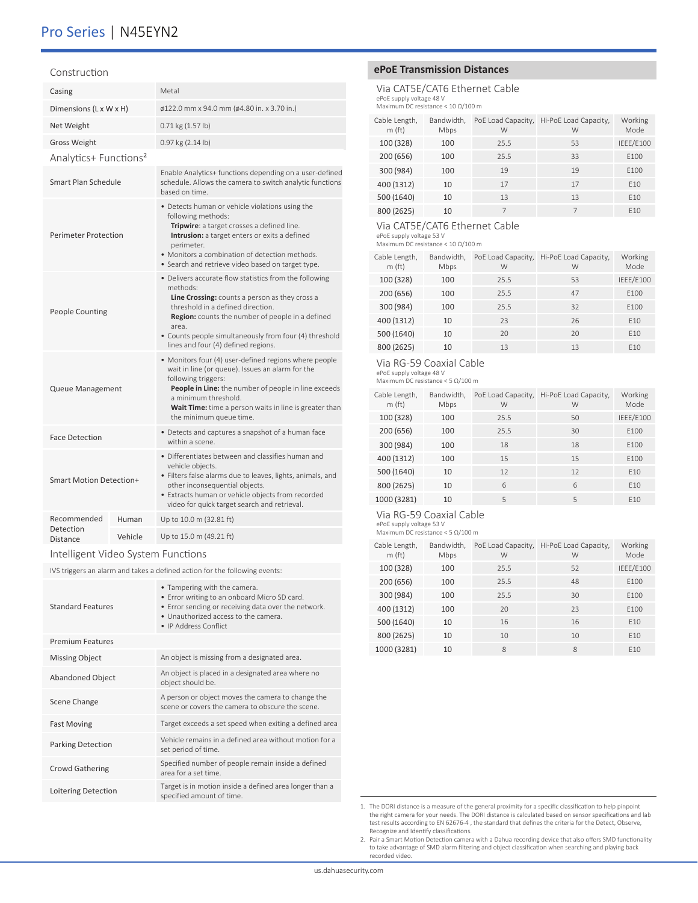# Pro Series | N45EYN2

## Construction

| | |
|---|---|
| Casing | Metal |
| Dimensions (L x W x H) | ø122.0 mm x 94.0 mm (ø4.80 in. x 3.70 in.) |
| Net Weight | 0.71 kg (1.57 lb) |
| Gross Weight | 0.97 kg (2.14 lb) |

## Analytics+ Functions[2]

| | | |
|---|---|---|
| Smart Plan Schedule | | Enable Analytics+ functions depending on a user-defined schedule. Allows the camera to switch analytic functions based on time. |
| Perimeter Protection | | • Detects human or vehicle violations using the following methods: **Tripwire**: a target crosses a defined line. **Intrusion:** a target enters or exits a defined perimeter. • Monitors a combination of detection methods. • Search and retrieve video based on target type. |
| People Counting | | • Delivers accurate flow statistics from the following methods: **Line Crossing:** counts a person as they cross a threshold in a defined direction. **Region:** counts the number of people in a defined area. • Counts people simultaneously from four (4) threshold lines and four (4) defined regions. |
| Queue Management | | • Monitors four (4) user-defined regions where people wait in line (or queue). Issues an alarm for the following triggers: **People in Line:** the number of people in line exceeds a minimum threshold. **Wait Time:** time a person waits in line is greater than the minimum queue time. |
| Face Detection | | • Detects and captures a snapshot of a human face within a scene. |
| Smart Motion Detection+ | | • Differentiates between and classifies human and vehicle objects. • Filters false alarms due to leaves, lights, animals, and other inconsequential objects. • Extracts human or vehicle objects from recorded video for quick target search and retrieval. |
| Recommended Detection Distance | Human | Up to 10.0 m (32.81 ft) |
| | Vehicle | Up to 15.0 m (49.21 ft) |

## Intelligent Video System Functions

IVS triggers an alarm and takes a defined action for the following events:

| | |
|---|---|
| Standard Features | • Tampering with the camera. • Error writing to an onboard Micro SD card. • Error sending or receiving data over the network. • Unauthorized access to the camera. • IP Address Conflict |
| Premium Features | |
| Missing Object | An object is missing from a designated area. |
| Abandoned Object | An object is placed in a designated area where no object should be. |
| Scene Change | A person or object moves the camera to change the scene or covers the camera to obscure the scene. |
| Fast Moving | Target exceeds a set speed when exiting a defined area |
| Parking Detection | Vehicle remains in a defined area without motion for a set period of time. |
| Crowd Gathering | Specified number of people remain inside a defined area for a set time. |
| Loitering Detection | Target is in motion inside a defined area longer than a specified amount of time. |

## ePoE Transmission Distances

### Via CAT5E/CAT6 Ethernet Cable

ePoE supply voltage 48 V
Maximum DC resistance < 10 Ω/100 m

| Cable Length, m (ft) | Bandwidth, Mbps | PoE Load Capacity, W | Hi-PoE Load Capacity, W | Working Mode |
|---|---|---|---|---|
| 100 (328) | 100 | 25.5 | 53 | IEEE/E100 |
| 200 (656) | 100 | 25.5 | 33 | E100 |
| 300 (984) | 100 | 19 | 19 | E100 |
| 400 (1312) | 10 | 17 | 17 | E10 |
| 500 (1640) | 10 | 13 | 13 | E10 |
| 800 (2625) | 10 | 7 | 7 | E10 |

### Via CAT5E/CAT6 Ethernet Cable

ePoE supply voltage 53 V
Maximum DC resistance < 10 Ω/100 m

| Cable Length, m (ft) | Bandwidth, Mbps | PoE Load Capacity, W | Hi-PoE Load Capacity, W | Working Mode |
|---|---|---|---|---|
| 100 (328) | 100 | 25.5 | 53 | IEEE/E100 |
| 200 (656) | 100 | 25.5 | 47 | E100 |
| 300 (984) | 100 | 25.5 | 32 | E100 |
| 400 (1312) | 10 | 23 | 26 | E10 |
| 500 (1640) | 10 | 20 | 20 | E10 |
| 800 (2625) | 10 | 13 | 13 | E10 |

### Via RG-59 Coaxial Cable

ePoE supply voltage 48 V
Maximum DC resistance < 5 Ω/100 m

| Cable Length, m (ft) | Bandwidth, Mbps | PoE Load Capacity, W | Hi-PoE Load Capacity, W | Working Mode |
|---|---|---|---|---|
| 100 (328) | 100 | 25.5 | 50 | IEEE/E100 |
| 200 (656) | 100 | 25.5 | 30 | E100 |
| 300 (984) | 100 | 18 | 18 | E100 |
| 400 (1312) | 100 | 15 | 15 | E100 |
| 500 (1640) | 10 | 12 | 12 | E10 |
| 800 (2625) | 10 | 6 | 6 | E10 |
| 1000 (3281) | 10 | 5 | 5 | E10 |

### Via RG-59 Coaxial Cable

ePoE supply voltage 53 V
Maximum DC resistance < 5 Ω/100 m

| Cable Length, m (ft) | Bandwidth, Mbps | PoE Load Capacity, W | Hi-PoE Load Capacity, W | Working Mode |
|---|---|---|---|---|
| 100 (328) | 100 | 25.5 | 52 | IEEE/E100 |
| 200 (656) | 100 | 25.5 | 48 | E100 |
| 300 (984) | 100 | 25.5 | 30 | E100 |
| 400 (1312) | 100 | 20 | 23 | E100 |
| 500 (1640) | 10 | 16 | 16 | E10 |
| 800 (2625) | 10 | 10 | 10 | E10 |
| 1000 (3281) | 10 | 8 | 8 | E10 |

1. The DORI distance is a measure of the general proximity for a specific classification to help pinpoint the right camera for your needs. The DORI distance is calculated based on sensor specifications and lab test results according to EN 62676-4 , the standard that defines the criteria for the Detect, Observe, Recognize and Identify classifications.
2. Pair a Smart Motion Detection camera with a Dahua recording device that also offers SMD functionality to take advantage of SMD alarm filtering and object classification when searching and playing back recorded video.

us.dahuasecurity.com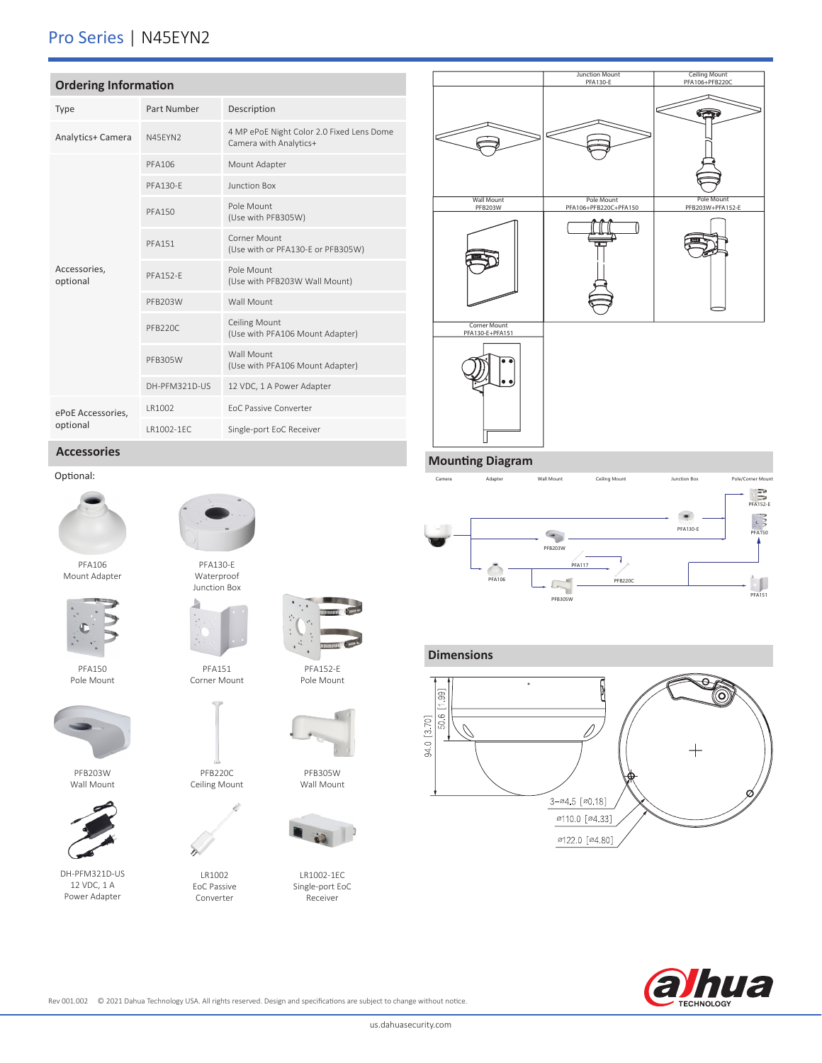## Ordering Information

| Type | Part Number | Description |
|---|---|---|
| Analytics+ Camera | N45EYN2 | 4 MP ePoE Night Color 2.0 Fixed Lens Dome Camera with Analytics+ |
| Accessories, optional | PFA106 | Mount Adapter |
| | PFA130-E | Junction Box |
| | PFA150 | Pole Mount (Use with PFB305W) |
| | PFA151 | Corner Mount (Use with or PFA130-E or PFB305W) |
| | PFA152-E | Pole Mount (Use with PFB203W Wall Mount) |
| | PFB203W | Wall Mount |
| | PFB220C | Ceiling Mount (Use with PFA106 Mount Adapter) |
| | PFB305W | Wall Mount (Use with PFA106 Mount Adapter) |
| | DH-PFM321D-US | 12 VDC, 1 A Power Adapter |
| ePoE Accessories, optional | LR1002 | EoC Passive Converter |
| | LR1002-1EC | Single-port EoC Receiver |

## Accessories

Optional:

PFA106
Mount Adapter

PFA130-E
Waterproof
Junction Box

PFA150
Pole Mount

PFA151
Corner Mount

PFA152-E
Pole Mount

PFB203W
Wall Mount

PFB220C
Ceiling Mount

PFB305W
Wall Mount

DH-PFM321D-US
12 VDC, 1 A
Power Adapter

LR1002
EoC Passive
Converter

LR1002-1EC
Single-port EoC
Receiver

| | | |
|---|---|---|
| | Junction Mount PFA130-E | Ceiling Mount PFA106+PFB220C |
| Wall Mount PFB203W | Pole Mount PFA106+PFB220C+PFA150 | Pole Mount PFB203W+PFA152-E |
| Corner Mount PFA130-E+PFA151 | | |

## Mounting Diagram

Camera
Adapter
Wall Mount
Ceiling Mount
Junction Box
Pole/Corner Mount

PFA152-E
PFA130-E
PFA150
PFB203W
PFA117
PFA106
PFB220C
PFA151
PFB305W

## Dimensions

94.0 [3.70]
50.6 [1.99]
3–ø4.5 [ø0.18]
ø110.0 [ø4.33]
ø122.0 [ø4.80]

Rev 001.002 © 2021 Dahua Technology USA. All rights reserved. Design and specifications are subject to change without notice.

us.dahuasecurity.com